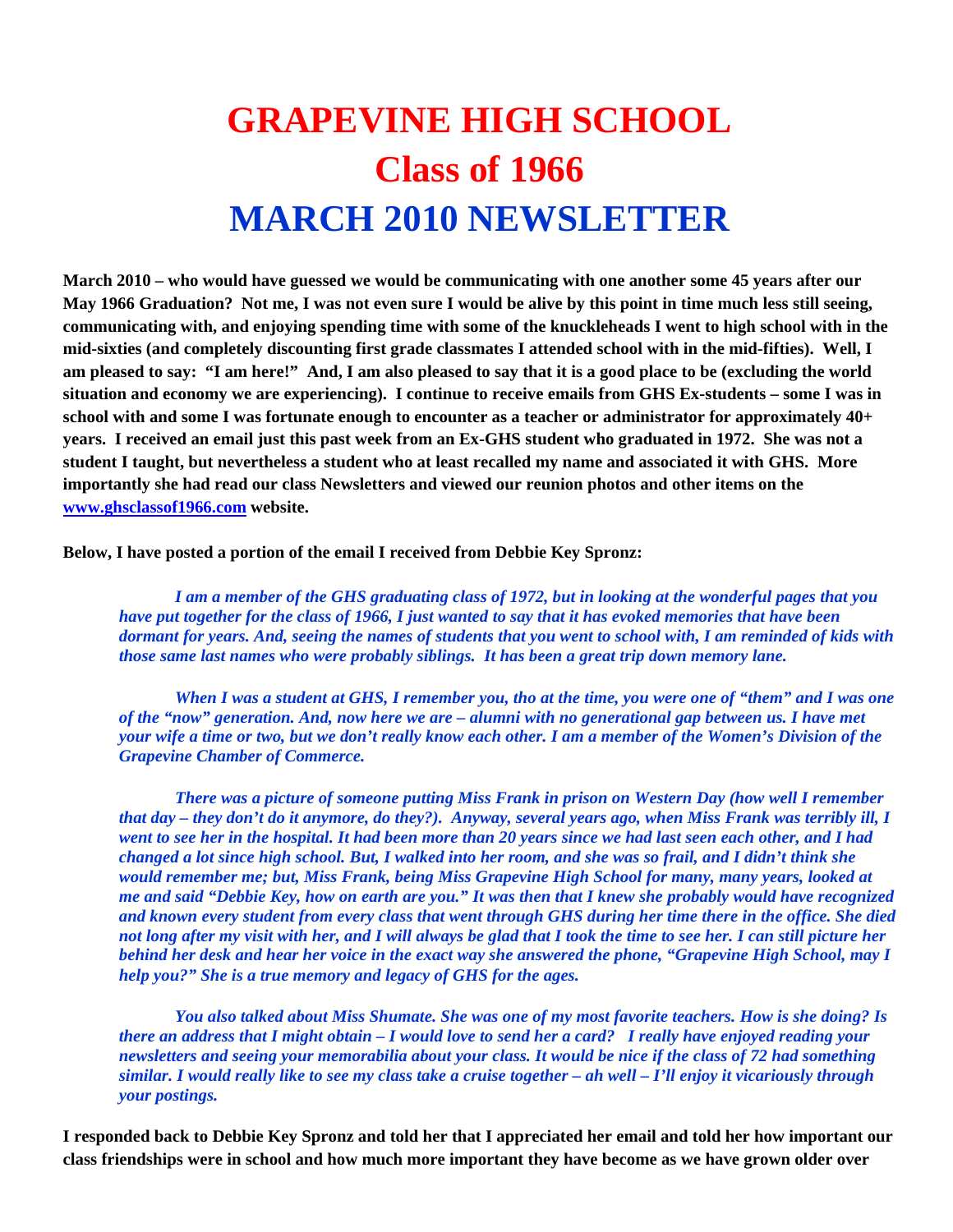# GRAPEVINE HIGH SCHOOL
# Class of 1966
# MARCH 2010 NEWSLETTER

**March 2010 – who would have guessed we would be communicating with one another some 45 years after our May 1966 Graduation? Not me, I was not even sure I would be alive by this point in time much less still seeing, communicating with, and enjoying spending time with some of the knuckleheads I went to high school with in the mid-sixties (and completely discounting first grade classmates I attended school with in the mid-fifties). Well, I am pleased to say: "I am here!" And, I am also pleased to say that it is a good place to be (excluding the world situation and economy we are experiencing). I continue to receive emails from GHS Ex-students – some I was in school with and some I was fortunate enough to encounter as a teacher or administrator for approximately 40+ years. I received an email just this past week from an Ex-GHS student who graduated in 1972. She was not a student I taught, but nevertheless a student who at least recalled my name and associated it with GHS. More importantly she had read our class Newsletters and viewed our reunion photos and other items on the [www.ghsclassof1966.com](http://www.ghsclassof1966.com) website.**

**Below, I have posted a portion of the email I received from Debbie Key Spronz:**

> ***I am a member of the GHS graduating class of 1972, but in looking at the wonderful pages that you have put together for the class of 1966, I just wanted to say that it has evoked memories that have been dormant for years. And, seeing the names of students that you went to school with, I am reminded of kids with those same last names who were probably siblings. It has been a great trip down memory lane.***
>
> ***When I was a student at GHS, I remember you, tho at the time, you were one of "them" and I was one of the "now" generation. And, now here we are – alumni with no generational gap between us. I have met your wife a time or two, but we don't really know each other. I am a member of the Women's Division of the Grapevine Chamber of Commerce.***
>
> ***There was a picture of someone putting Miss Frank in prison on Western Day (how well I remember that day – they don't do it anymore, do they?). Anyway, several years ago, when Miss Frank was terribly ill, I went to see her in the hospital. It had been more than 20 years since we had last seen each other, and I had changed a lot since high school. But, I walked into her room, and she was so frail, and I didn't think she would remember me; but, Miss Frank, being Miss Grapevine High School for many, many years, looked at me and said "Debbie Key, how on earth are you." It was then that I knew she probably would have recognized and known every student from every class that went through GHS during her time there in the office. She died not long after my visit with her, and I will always be glad that I took the time to see her. I can still picture her behind her desk and hear her voice in the exact way she answered the phone, "Grapevine High School, may I help you?" She is a true memory and legacy of GHS for the ages.***
>
> ***You also talked about Miss Shumate. She was one of my most favorite teachers. How is she doing? Is there an address that I might obtain – I would love to send her a card? I really have enjoyed reading your newsletters and seeing your memorabilia about your class. It would be nice if the class of 72 had something similar. I would really like to see my class take a cruise together – ah well – I'll enjoy it vicariously through your postings.***

**I responded back to Debbie Key Spronz and told her that I appreciated her email and told her how important our class friendships were in school and how much more important they have become as we have grown older over**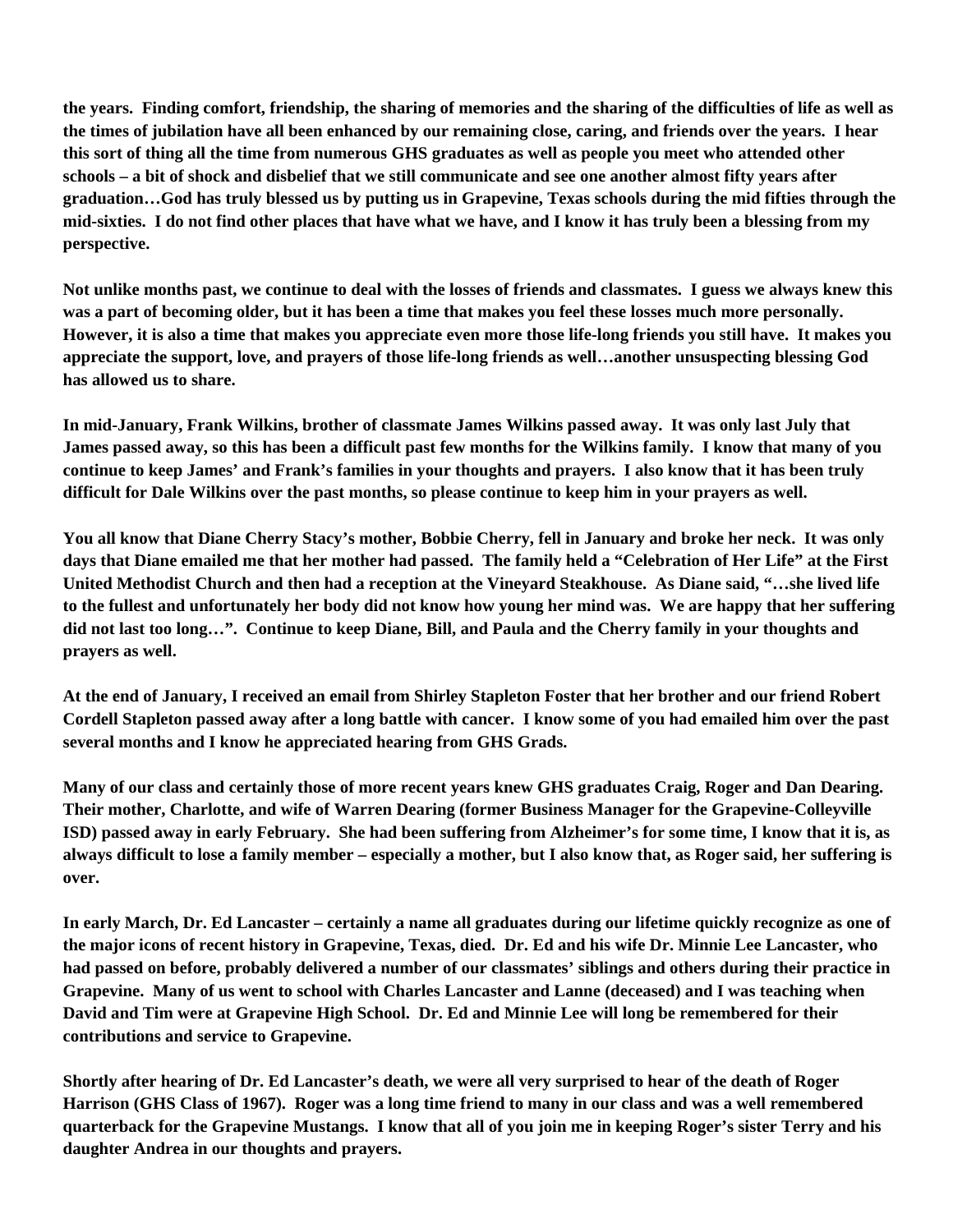**the years. Finding comfort, friendship, the sharing of memories and the sharing of the difficulties of life as well as the times of jubilation have all been enhanced by our remaining close, caring, and friends over the years. I hear this sort of thing all the time from numerous GHS graduates as well as people you meet who attended other schools – a bit of shock and disbelief that we still communicate and see one another almost fifty years after graduation…God has truly blessed us by putting us in Grapevine, Texas schools during the mid fifties through the mid-sixties. I do not find other places that have what we have, and I know it has truly been a blessing from my perspective.**

**Not unlike months past, we continue to deal with the losses of friends and classmates. I guess we always knew this was a part of becoming older, but it has been a time that makes you feel these losses much more personally. However, it is also a time that makes you appreciate even more those life-long friends you still have. It makes you appreciate the support, love, and prayers of those life-long friends as well…another unsuspecting blessing God has allowed us to share.**

**In mid-January, Frank Wilkins, brother of classmate James Wilkins passed away. It was only last July that James passed away, so this has been a difficult past few months for the Wilkins family. I know that many of you continue to keep James' and Frank's families in your thoughts and prayers. I also know that it has been truly difficult for Dale Wilkins over the past months, so please continue to keep him in your prayers as well.**

**You all know that Diane Cherry Stacy's mother, Bobbie Cherry, fell in January and broke her neck. It was only days that Diane emailed me that her mother had passed. The family held a "Celebration of Her Life" at the First United Methodist Church and then had a reception at the Vineyard Steakhouse. As Diane said, "…she lived life to the fullest and unfortunately her body did not know how young her mind was. We are happy that her suffering did not last too long…". Continue to keep Diane, Bill, and Paula and the Cherry family in your thoughts and prayers as well.**

**At the end of January, I received an email from Shirley Stapleton Foster that her brother and our friend Robert Cordell Stapleton passed away after a long battle with cancer. I know some of you had emailed him over the past several months and I know he appreciated hearing from GHS Grads.**

**Many of our class and certainly those of more recent years knew GHS graduates Craig, Roger and Dan Dearing. Their mother, Charlotte, and wife of Warren Dearing (former Business Manager for the Grapevine-Colleyville ISD) passed away in early February. She had been suffering from Alzheimer's for some time, I know that it is, as always difficult to lose a family member – especially a mother, but I also know that, as Roger said, her suffering is over.**

**In early March, Dr. Ed Lancaster – certainly a name all graduates during our lifetime quickly recognize as one of the major icons of recent history in Grapevine, Texas, died. Dr. Ed and his wife Dr. Minnie Lee Lancaster, who had passed on before, probably delivered a number of our classmates' siblings and others during their practice in Grapevine. Many of us went to school with Charles Lancaster and Lanne (deceased) and I was teaching when David and Tim were at Grapevine High School. Dr. Ed and Minnie Lee will long be remembered for their contributions and service to Grapevine.**

**Shortly after hearing of Dr. Ed Lancaster's death, we were all very surprised to hear of the death of Roger Harrison (GHS Class of 1967). Roger was a long time friend to many in our class and was a well remembered quarterback for the Grapevine Mustangs. I know that all of you join me in keeping Roger's sister Terry and his daughter Andrea in our thoughts and prayers.**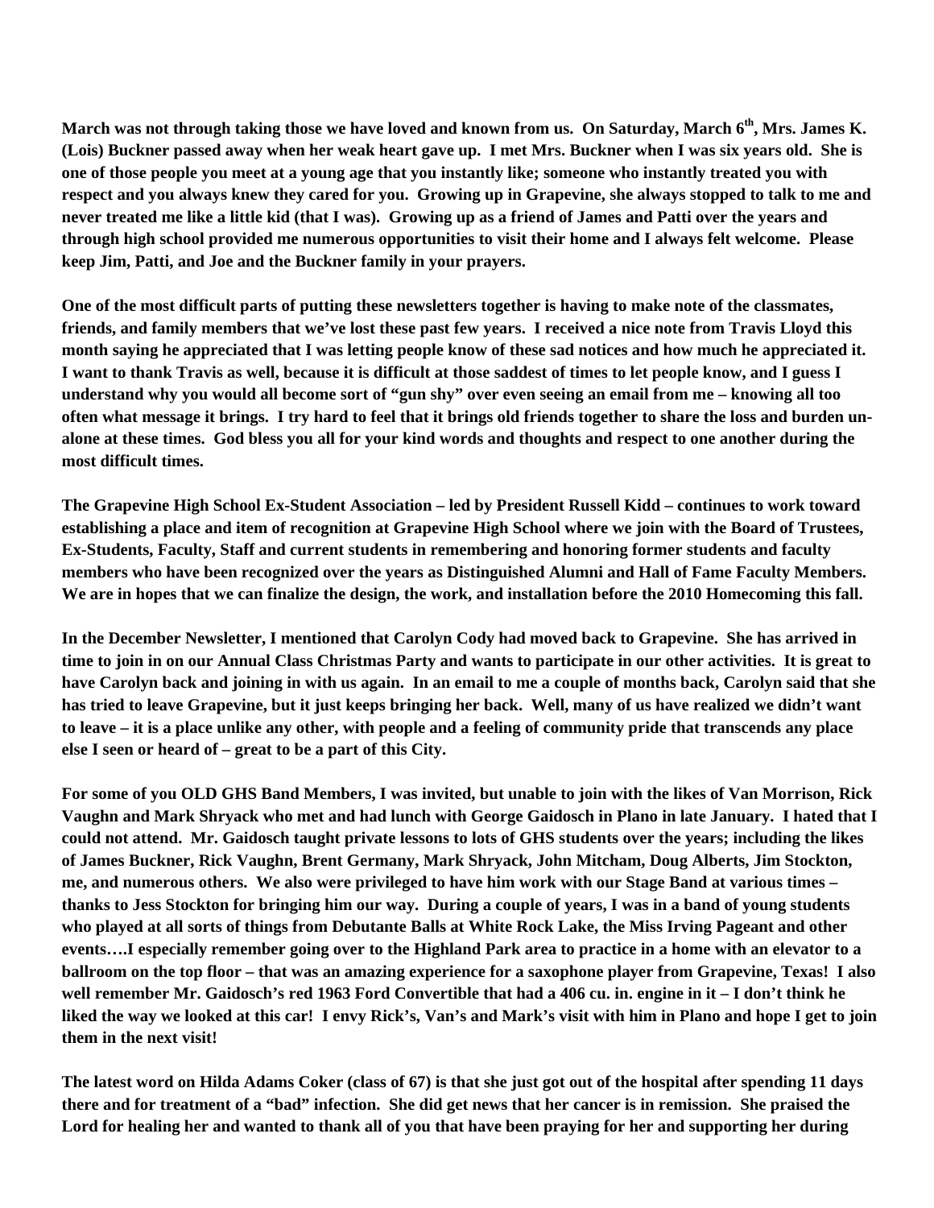**March was not through taking those we have loved and known from us. On Saturday, March 6th, Mrs. James K. (Lois) Buckner passed away when her weak heart gave up. I met Mrs. Buckner when I was six years old. She is one of those people you meet at a young age that you instantly like; someone who instantly treated you with respect and you always knew they cared for you. Growing up in Grapevine, she always stopped to talk to me and never treated me like a little kid (that I was). Growing up as a friend of James and Patti over the years and through high school provided me numerous opportunities to visit their home and I always felt welcome. Please keep Jim, Patti, and Joe and the Buckner family in your prayers.**

**One of the most difficult parts of putting these newsletters together is having to make note of the classmates, friends, and family members that we've lost these past few years. I received a nice note from Travis Lloyd this month saying he appreciated that I was letting people know of these sad notices and how much he appreciated it. I want to thank Travis as well, because it is difficult at those saddest of times to let people know, and I guess I understand why you would all become sort of "gun shy" over even seeing an email from me – knowing all too often what message it brings. I try hard to feel that it brings old friends together to share the loss and burden un-alone at these times. God bless you all for your kind words and thoughts and respect to one another during the most difficult times.**

**The Grapevine High School Ex-Student Association – led by President Russell Kidd – continues to work toward establishing a place and item of recognition at Grapevine High School where we join with the Board of Trustees, Ex-Students, Faculty, Staff and current students in remembering and honoring former students and faculty members who have been recognized over the years as Distinguished Alumni and Hall of Fame Faculty Members. We are in hopes that we can finalize the design, the work, and installation before the 2010 Homecoming this fall.**

**In the December Newsletter, I mentioned that Carolyn Cody had moved back to Grapevine. She has arrived in time to join in on our Annual Class Christmas Party and wants to participate in our other activities. It is great to have Carolyn back and joining in with us again. In an email to me a couple of months back, Carolyn said that she has tried to leave Grapevine, but it just keeps bringing her back. Well, many of us have realized we didn't want to leave – it is a place unlike any other, with people and a feeling of community pride that transcends any place else I seen or heard of – great to be a part of this City.**

**For some of you OLD GHS Band Members, I was invited, but unable to join with the likes of Van Morrison, Rick Vaughn and Mark Shryack who met and had lunch with George Gaidosch in Plano in late January. I hated that I could not attend. Mr. Gaidosch taught private lessons to lots of GHS students over the years; including the likes of James Buckner, Rick Vaughn, Brent Germany, Mark Shryack, John Mitcham, Doug Alberts, Jim Stockton, me, and numerous others. We also were privileged to have him work with our Stage Band at various times – thanks to Jess Stockton for bringing him our way. During a couple of years, I was in a band of young students who played at all sorts of things from Debutante Balls at White Rock Lake, the Miss Irving Pageant and other events….I especially remember going over to the Highland Park area to practice in a home with an elevator to a ballroom on the top floor – that was an amazing experience for a saxophone player from Grapevine, Texas! I also well remember Mr. Gaidosch's red 1963 Ford Convertible that had a 406 cu. in. engine in it – I don't think he liked the way we looked at this car! I envy Rick's, Van's and Mark's visit with him in Plano and hope I get to join them in the next visit!**

**The latest word on Hilda Adams Coker (class of 67) is that she just got out of the hospital after spending 11 days there and for treatment of a "bad" infection. She did get news that her cancer is in remission. She praised the Lord for healing her and wanted to thank all of you that have been praying for her and supporting her during**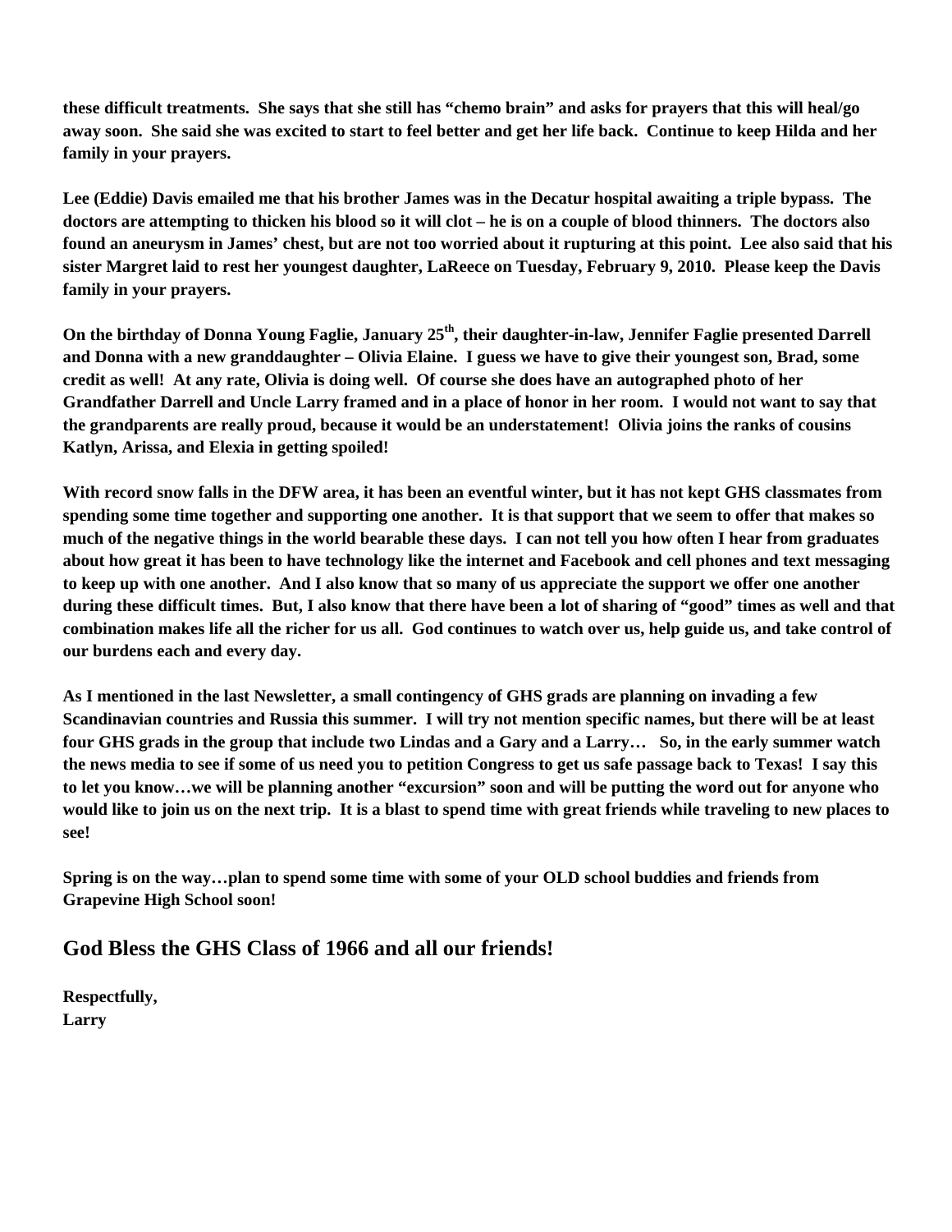**these difficult treatments. She says that she still has "chemo brain" and asks for prayers that this will heal/go away soon. She said she was excited to start to feel better and get her life back. Continue to keep Hilda and her family in your prayers.**

**Lee (Eddie) Davis emailed me that his brother James was in the Decatur hospital awaiting a triple bypass. The doctors are attempting to thicken his blood so it will clot – he is on a couple of blood thinners. The doctors also found an aneurysm in James' chest, but are not too worried about it rupturing at this point. Lee also said that his sister Margret laid to rest her youngest daughter, LaReece on Tuesday, February 9, 2010. Please keep the Davis family in your prayers.**

**On the birthday of Donna Young Faglie, January 25th, their daughter-in-law, Jennifer Faglie presented Darrell and Donna with a new granddaughter – Olivia Elaine. I guess we have to give their youngest son, Brad, some credit as well! At any rate, Olivia is doing well. Of course she does have an autographed photo of her Grandfather Darrell and Uncle Larry framed and in a place of honor in her room. I would not want to say that the grandparents are really proud, because it would be an understatement! Olivia joins the ranks of cousins Katlyn, Arissa, and Elexia in getting spoiled!**

**With record snow falls in the DFW area, it has been an eventful winter, but it has not kept GHS classmates from spending some time together and supporting one another. It is that support that we seem to offer that makes so much of the negative things in the world bearable these days. I can not tell you how often I hear from graduates about how great it has been to have technology like the internet and Facebook and cell phones and text messaging to keep up with one another. And I also know that so many of us appreciate the support we offer one another during these difficult times. But, I also know that there have been a lot of sharing of "good" times as well and that combination makes life all the richer for us all. God continues to watch over us, help guide us, and take control of our burdens each and every day.**

**As I mentioned in the last Newsletter, a small contingency of GHS grads are planning on invading a few Scandinavian countries and Russia this summer. I will try not mention specific names, but there will be at least four GHS grads in the group that include two Lindas and a Gary and a Larry… So, in the early summer watch the news media to see if some of us need you to petition Congress to get us safe passage back to Texas! I say this to let you know…we will be planning another "excursion" soon and will be putting the word out for anyone who would like to join us on the next trip. It is a blast to spend time with great friends while traveling to new places to see!**

**Spring is on the way…plan to spend some time with some of your OLD school buddies and friends from Grapevine High School soon!**

## God Bless the GHS Class of 1966 and all our friends!

**Respectfully,**
**Larry**